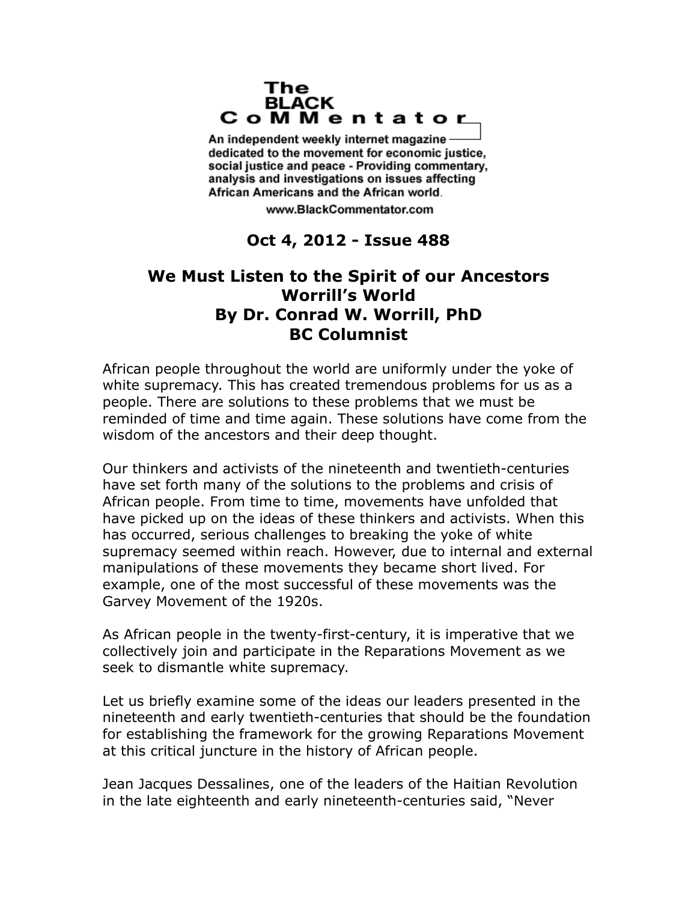The BLACK CoMMentator

An independent weekly internet magazine dedicated to the movement for economic justice, social justice and peace - Providing commentary, analysis and investigations on issues affecting African Americans and the African world.

www.BlackCommentator.com

**Oct 4, 2012 - Issue 488**

# We Must Listen to the Spirit of our Ancestors
## Worrill's World
## By Dr. Conrad W. Worrill, PhD
## BC Columnist

African people throughout the world are uniformly under the yoke of white supremacy. This has created tremendous problems for us as a people. There are solutions to these problems that we must be reminded of time and time again. These solutions have come from the wisdom of the ancestors and their deep thought.

Our thinkers and activists of the nineteenth and twentieth-centuries have set forth many of the solutions to the problems and crisis of African people. From time to time, movements have unfolded that have picked up on the ideas of these thinkers and activists. When this has occurred, serious challenges to breaking the yoke of white supremacy seemed within reach. However, due to internal and external manipulations of these movements they became short lived. For example, one of the most successful of these movements was the Garvey Movement of the 1920s.

As African people in the twenty-first-century, it is imperative that we collectively join and participate in the Reparations Movement as we seek to dismantle white supremacy.

Let us briefly examine some of the ideas our leaders presented in the nineteenth and early twentieth-centuries that should be the foundation for establishing the framework for the growing Reparations Movement at this critical juncture in the history of African people.

Jean Jacques Dessalines, one of the leaders of the Haitian Revolution in the late eighteenth and early nineteenth-centuries said, "Never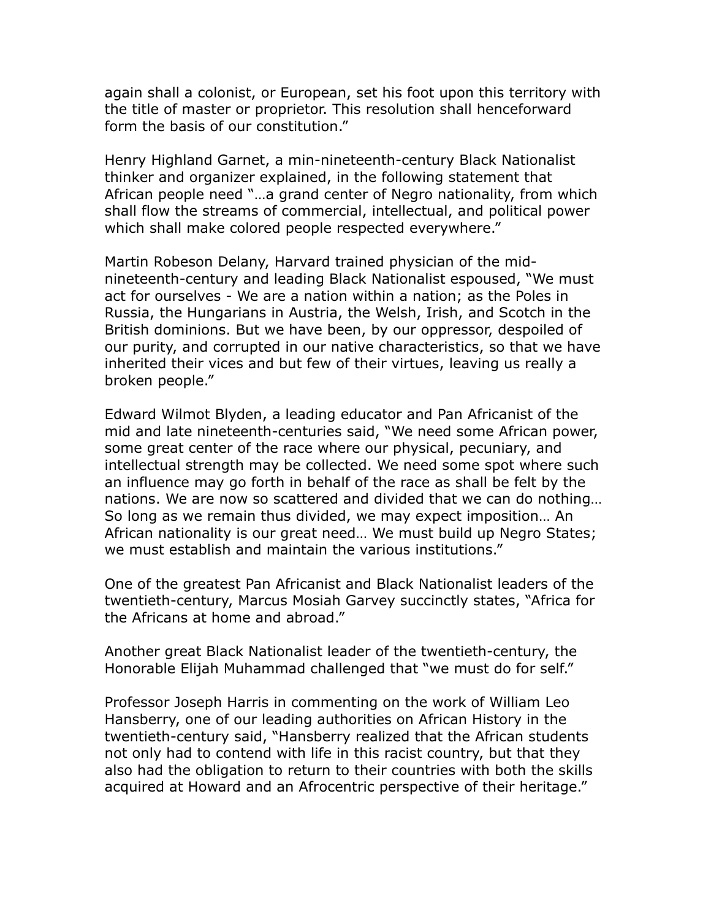again shall a colonist, or European, set his foot upon this territory with the title of master or proprietor. This resolution shall henceforward form the basis of our constitution."

Henry Highland Garnet, a min-nineteenth-century Black Nationalist thinker and organizer explained, in the following statement that African people need "…a grand center of Negro nationality, from which shall flow the streams of commercial, intellectual, and political power which shall make colored people respected everywhere."

Martin Robeson Delany, Harvard trained physician of the mid-nineteenth-century and leading Black Nationalist espoused, "We must act for ourselves - We are a nation within a nation; as the Poles in Russia, the Hungarians in Austria, the Welsh, Irish, and Scotch in the British dominions. But we have been, by our oppressor, despoiled of our purity, and corrupted in our native characteristics, so that we have inherited their vices and but few of their virtues, leaving us really a broken people."

Edward Wilmot Blyden, a leading educator and Pan Africanist of the mid and late nineteenth-centuries said, "We need some African power, some great center of the race where our physical, pecuniary, and intellectual strength may be collected. We need some spot where such an influence may go forth in behalf of the race as shall be felt by the nations. We are now so scattered and divided that we can do nothing… So long as we remain thus divided, we may expect imposition… An African nationality is our great need… We must build up Negro States; we must establish and maintain the various institutions."

One of the greatest Pan Africanist and Black Nationalist leaders of the twentieth-century, Marcus Mosiah Garvey succinctly states, "Africa for the Africans at home and abroad."

Another great Black Nationalist leader of the twentieth-century, the Honorable Elijah Muhammad challenged that "we must do for self."

Professor Joseph Harris in commenting on the work of William Leo Hansberry, one of our leading authorities on African History in the twentieth-century said, "Hansberry realized that the African students not only had to contend with life in this racist country, but that they also had the obligation to return to their countries with both the skills acquired at Howard and an Afrocentric perspective of their heritage."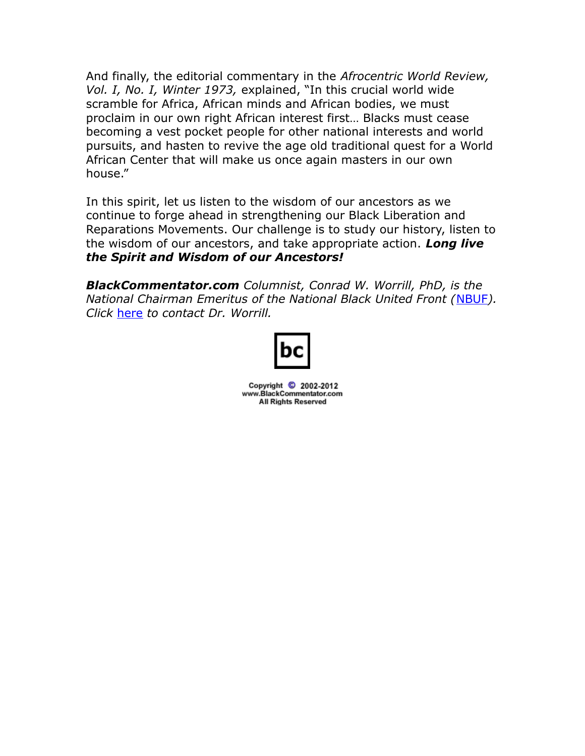And finally, the editorial commentary in the *Afrocentric World Review, Vol. I, No. I, Winter 1973,* explained, "In this crucial world wide scramble for Africa, African minds and African bodies, we must proclaim in our own right African interest first… Blacks must cease becoming a vest pocket people for other national interests and world pursuits, and hasten to revive the age old traditional quest for a World African Center that will make us once again masters in our own house."

In this spirit, let us listen to the wisdom of our ancestors as we continue to forge ahead in strengthening our Black Liberation and Reparations Movements. Our challenge is to study our history, listen to the wisdom of our ancestors, and take appropriate action. ***Long live the Spirit and Wisdom of our Ancestors!***

***BlackCommentator.com*** *Columnist, Conrad W. Worrill, PhD, is the National Chairman Emeritus of the National Black United Front (*[NBUF](#)*). Click* [here](#) *to contact Dr. Worrill.*

bc

Copyright © 2002-2012
www.BlackCommentator.com
All Rights Reserved